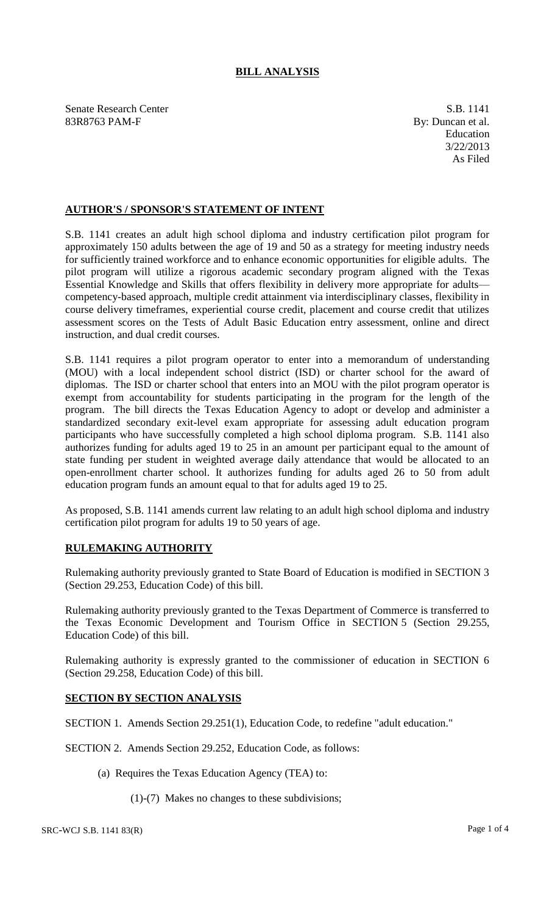# BILL ANALYSIS

Senate Research Center
83R8763 PAM-F

S.B. 1141
By: Duncan et al.
Education
3/22/2013
As Filed

## AUTHOR'S / SPONSOR'S STATEMENT OF INTENT

S.B. 1141 creates an adult high school diploma and industry certification pilot program for approximately 150 adults between the age of 19 and 50 as a strategy for meeting industry needs for sufficiently trained workforce and to enhance economic opportunities for eligible adults. The pilot program will utilize a rigorous academic secondary program aligned with the Texas Essential Knowledge and Skills that offers flexibility in delivery more appropriate for adults—competency-based approach, multiple credit attainment via interdisciplinary classes, flexibility in course delivery timeframes, experiential course credit, placement and course credit that utilizes assessment scores on the Tests of Adult Basic Education entry assessment, online and direct instruction, and dual credit courses.

S.B. 1141 requires a pilot program operator to enter into a memorandum of understanding (MOU) with a local independent school district (ISD) or charter school for the award of diplomas. The ISD or charter school that enters into an MOU with the pilot program operator is exempt from accountability for students participating in the program for the length of the program. The bill directs the Texas Education Agency to adopt or develop and administer a standardized secondary exit-level exam appropriate for assessing adult education program participants who have successfully completed a high school diploma program. S.B. 1141 also authorizes funding for adults aged 19 to 25 in an amount per participant equal to the amount of state funding per student in weighted average daily attendance that would be allocated to an open-enrollment charter school. It authorizes funding for adults aged 26 to 50 from adult education program funds an amount equal to that for adults aged 19 to 25.

As proposed, S.B. 1141 amends current law relating to an adult high school diploma and industry certification pilot program for adults 19 to 50 years of age.

## RULEMAKING AUTHORITY

Rulemaking authority previously granted to State Board of Education is modified in SECTION 3 (Section 29.253, Education Code) of this bill.

Rulemaking authority previously granted to the Texas Department of Commerce is transferred to the Texas Economic Development and Tourism Office in SECTION 5 (Section 29.255, Education Code) of this bill.

Rulemaking authority is expressly granted to the commissioner of education in SECTION 6 (Section 29.258, Education Code) of this bill.

## SECTION BY SECTION ANALYSIS

SECTION 1. Amends Section 29.251(1), Education Code, to redefine "adult education."

SECTION 2. Amends Section 29.252, Education Code, as follows:

(a) Requires the Texas Education Agency (TEA) to:

(1)-(7) Makes no changes to these subdivisions;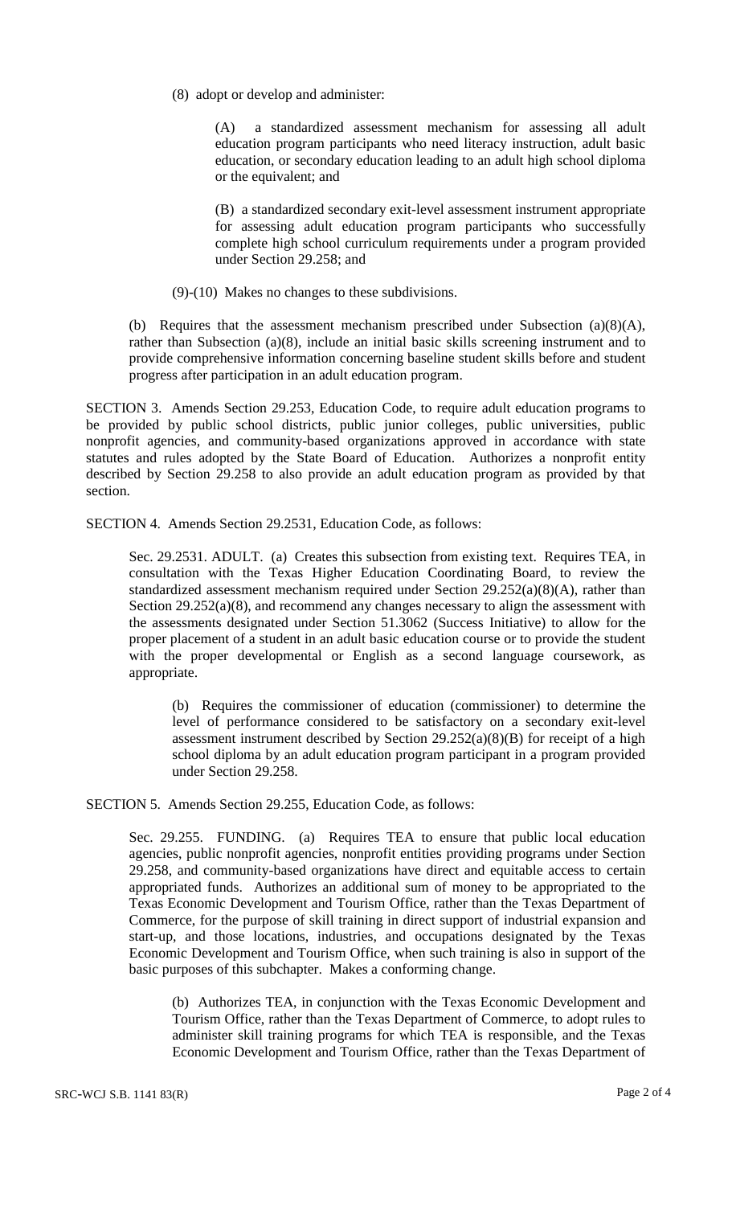(8) adopt or develop and administer:

(A) a standardized assessment mechanism for assessing all adult education program participants who need literacy instruction, adult basic education, or secondary education leading to an adult high school diploma or the equivalent; and

(B) a standardized secondary exit-level assessment instrument appropriate for assessing adult education program participants who successfully complete high school curriculum requirements under a program provided under Section 29.258; and

(9)-(10) Makes no changes to these subdivisions.

(b) Requires that the assessment mechanism prescribed under Subsection (a)(8)(A), rather than Subsection (a)(8), include an initial basic skills screening instrument and to provide comprehensive information concerning baseline student skills before and student progress after participation in an adult education program.

SECTION 3. Amends Section 29.253, Education Code, to require adult education programs to be provided by public school districts, public junior colleges, public universities, public nonprofit agencies, and community-based organizations approved in accordance with state statutes and rules adopted by the State Board of Education. Authorizes a nonprofit entity described by Section 29.258 to also provide an adult education program as provided by that section.

SECTION 4. Amends Section 29.2531, Education Code, as follows:

Sec. 29.2531. ADULT. (a) Creates this subsection from existing text. Requires TEA, in consultation with the Texas Higher Education Coordinating Board, to review the standardized assessment mechanism required under Section 29.252(a)(8)(A), rather than Section 29.252(a)(8), and recommend any changes necessary to align the assessment with the assessments designated under Section 51.3062 (Success Initiative) to allow for the proper placement of a student in an adult basic education course or to provide the student with the proper developmental or English as a second language coursework, as appropriate.

(b) Requires the commissioner of education (commissioner) to determine the level of performance considered to be satisfactory on a secondary exit-level assessment instrument described by Section 29.252(a)(8)(B) for receipt of a high school diploma by an adult education program participant in a program provided under Section 29.258.

SECTION 5. Amends Section 29.255, Education Code, as follows:

Sec. 29.255. FUNDING. (a) Requires TEA to ensure that public local education agencies, public nonprofit agencies, nonprofit entities providing programs under Section 29.258, and community-based organizations have direct and equitable access to certain appropriated funds. Authorizes an additional sum of money to be appropriated to the Texas Economic Development and Tourism Office, rather than the Texas Department of Commerce, for the purpose of skill training in direct support of industrial expansion and start-up, and those locations, industries, and occupations designated by the Texas Economic Development and Tourism Office, when such training is also in support of the basic purposes of this subchapter. Makes a conforming change.

(b) Authorizes TEA, in conjunction with the Texas Economic Development and Tourism Office, rather than the Texas Department of Commerce, to adopt rules to administer skill training programs for which TEA is responsible, and the Texas Economic Development and Tourism Office, rather than the Texas Department of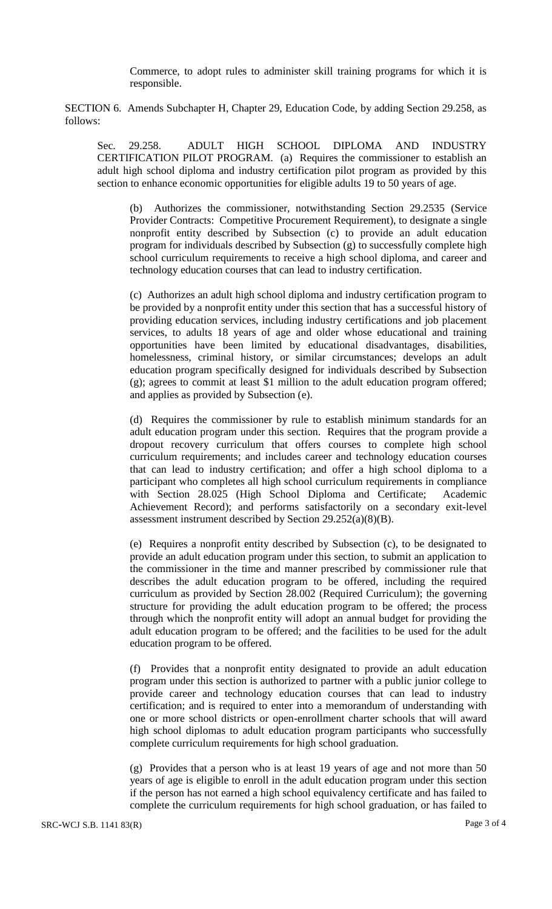Commerce, to adopt rules to administer skill training programs for which it is responsible.

SECTION 6. Amends Subchapter H, Chapter 29, Education Code, by adding Section 29.258, as follows:

Sec. 29.258. ADULT HIGH SCHOOL DIPLOMA AND INDUSTRY CERTIFICATION PILOT PROGRAM. (a) Requires the commissioner to establish an adult high school diploma and industry certification pilot program as provided by this section to enhance economic opportunities for eligible adults 19 to 50 years of age.

(b) Authorizes the commissioner, notwithstanding Section 29.2535 (Service Provider Contracts: Competitive Procurement Requirement), to designate a single nonprofit entity described by Subsection (c) to provide an adult education program for individuals described by Subsection (g) to successfully complete high school curriculum requirements to receive a high school diploma, and career and technology education courses that can lead to industry certification.

(c) Authorizes an adult high school diploma and industry certification program to be provided by a nonprofit entity under this section that has a successful history of providing education services, including industry certifications and job placement services, to adults 18 years of age and older whose educational and training opportunities have been limited by educational disadvantages, disabilities, homelessness, criminal history, or similar circumstances; develops an adult education program specifically designed for individuals described by Subsection (g); agrees to commit at least $1 million to the adult education program offered; and applies as provided by Subsection (e).

(d) Requires the commissioner by rule to establish minimum standards for an adult education program under this section. Requires that the program provide a dropout recovery curriculum that offers courses to complete high school curriculum requirements; and includes career and technology education courses that can lead to industry certification; and offer a high school diploma to a participant who completes all high school curriculum requirements in compliance with Section 28.025 (High School Diploma and Certificate; Academic Achievement Record); and performs satisfactorily on a secondary exit-level assessment instrument described by Section 29.252(a)(8)(B).

(e) Requires a nonprofit entity described by Subsection (c), to be designated to provide an adult education program under this section, to submit an application to the commissioner in the time and manner prescribed by commissioner rule that describes the adult education program to be offered, including the required curriculum as provided by Section 28.002 (Required Curriculum); the governing structure for providing the adult education program to be offered; the process through which the nonprofit entity will adopt an annual budget for providing the adult education program to be offered; and the facilities to be used for the adult education program to be offered.

(f) Provides that a nonprofit entity designated to provide an adult education program under this section is authorized to partner with a public junior college to provide career and technology education courses that can lead to industry certification; and is required to enter into a memorandum of understanding with one or more school districts or open-enrollment charter schools that will award high school diplomas to adult education program participants who successfully complete curriculum requirements for high school graduation.

(g) Provides that a person who is at least 19 years of age and not more than 50 years of age is eligible to enroll in the adult education program under this section if the person has not earned a high school equivalency certificate and has failed to complete the curriculum requirements for high school graduation, or has failed to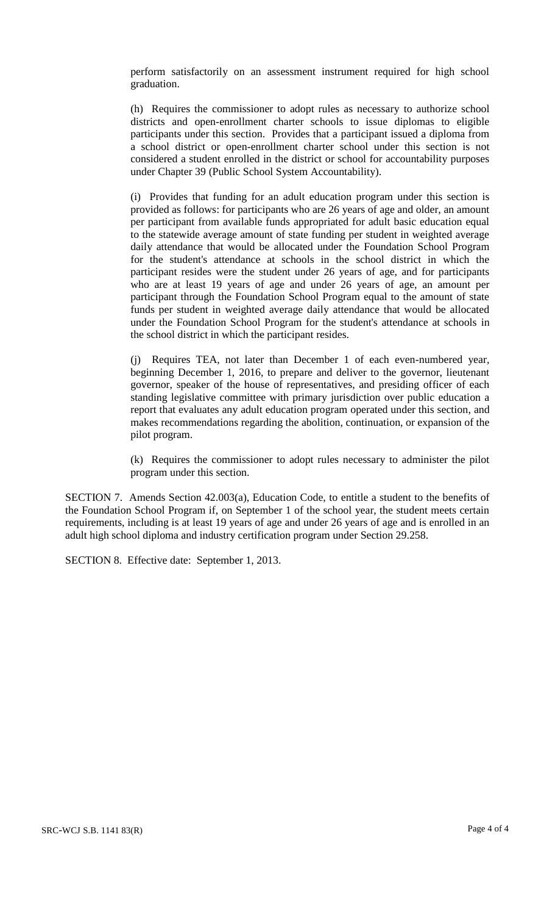perform satisfactorily on an assessment instrument required for high school graduation.

(h) Requires the commissioner to adopt rules as necessary to authorize school districts and open-enrollment charter schools to issue diplomas to eligible participants under this section. Provides that a participant issued a diploma from a school district or open-enrollment charter school under this section is not considered a student enrolled in the district or school for accountability purposes under Chapter 39 (Public School System Accountability).

(i) Provides that funding for an adult education program under this section is provided as follows: for participants who are 26 years of age and older, an amount per participant from available funds appropriated for adult basic education equal to the statewide average amount of state funding per student in weighted average daily attendance that would be allocated under the Foundation School Program for the student's attendance at schools in the school district in which the participant resides were the student under 26 years of age, and for participants who are at least 19 years of age and under 26 years of age, an amount per participant through the Foundation School Program equal to the amount of state funds per student in weighted average daily attendance that would be allocated under the Foundation School Program for the student's attendance at schools in the school district in which the participant resides.

(j) Requires TEA, not later than December 1 of each even-numbered year, beginning December 1, 2016, to prepare and deliver to the governor, lieutenant governor, speaker of the house of representatives, and presiding officer of each standing legislative committee with primary jurisdiction over public education a report that evaluates any adult education program operated under this section, and makes recommendations regarding the abolition, continuation, or expansion of the pilot program.

(k) Requires the commissioner to adopt rules necessary to administer the pilot program under this section.

SECTION 7. Amends Section 42.003(a), Education Code, to entitle a student to the benefits of the Foundation School Program if, on September 1 of the school year, the student meets certain requirements, including is at least 19 years of age and under 26 years of age and is enrolled in an adult high school diploma and industry certification program under Section 29.258.

SECTION 8. Effective date: September 1, 2013.